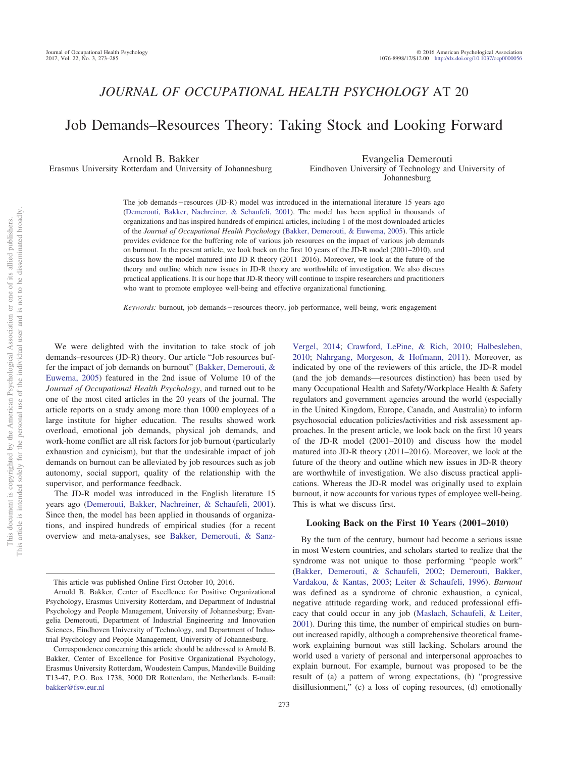## *JOURNAL OF OCCUPATIONAL HEALTH PSYCHOLOGY* AT 20

# Job Demands–Resources Theory: Taking Stock and Looking Forward

Arnold B. Bakker
Erasmus University Rotterdam and University of Johannesburg

Evangelia Demerouti
Eindhoven University of Technology and University of Johannesburg

The job demands–resources (JD-R) model was introduced in the international literature 15 years ago (Demerouti, Bakker, Nachreiner, & Schaufeli, 2001). The model has been applied in thousands of organizations and has inspired hundreds of empirical articles, including 1 of the most downloaded articles of the *Journal of Occupational Health Psychology* (Bakker, Demerouti, & Euwema, 2005). This article provides evidence for the buffering role of various job resources on the impact of various job demands on burnout. In the present article, we look back on the first 10 years of the JD-R model (2001–2010), and discuss how the model matured into JD-R theory (2011–2016). Moreover, we look at the future of the theory and outline which new issues in JD-R theory are worthwhile of investigation. We also discuss practical applications. It is our hope that JD-R theory will continue to inspire researchers and practitioners who want to promote employee well-being and effective organizational functioning.

*Keywords:* burnout, job demands–resources theory, job performance, well-being, work engagement

We were delighted with the invitation to take stock of job demands–resources (JD-R) theory. Our article "Job resources buffer the impact of job demands on burnout" (Bakker, Demerouti, & Euwema, 2005) featured in the 2nd issue of Volume 10 of the *Journal of Occupational Health Psychology*, and turned out to be one of the most cited articles in the 20 years of the journal. The article reports on a study among more than 1000 employees of a large institute for higher education. The results showed work overload, emotional job demands, physical job demands, and work-home conflict are all risk factors for job burnout (particularly exhaustion and cynicism), but that the undesirable impact of job demands on burnout can be alleviated by job resources such as job autonomy, social support, quality of the relationship with the supervisor, and performance feedback.

The JD-R model was introduced in the English literature 15 years ago (Demerouti, Bakker, Nachreiner, & Schaufeli, 2001). Since then, the model has been applied in thousands of organizations, and inspired hundreds of empirical studies (for a recent overview and meta-analyses, see Bakker, Demerouti, & Sanz-Vergel, 2014; Crawford, LePine, & Rich, 2010; Halbesleben, 2010; Nahrgang, Morgeson, & Hofmann, 2011). Moreover, as indicated by one of the reviewers of this article, the JD-R model (and the job demands—resources distinction) has been used by many Occupational Health and Safety/Workplace Health & Safety regulators and government agencies around the world (especially in the United Kingdom, Europe, Canada, and Australia) to inform psychosocial education policies/activities and risk assessment approaches. In the present article, we look back on the first 10 years of the JD-R model (2001–2010) and discuss how the model matured into JD-R theory (2011–2016). Moreover, we look at the future of the theory and outline which new issues in JD-R theory are worthwhile of investigation. We also discuss practical applications. Whereas the JD-R model was originally used to explain burnout, it now accounts for various types of employee well-being. This is what we discuss first.

### Looking Back on the First 10 Years (2001–2010)

By the turn of the century, burnout had become a serious issue in most Western countries, and scholars started to realize that the syndrome was not unique to those performing "people work" (Bakker, Demerouti, & Schaufeli, 2002; Demerouti, Bakker, Vardakou, & Kantas, 2003; Leiter & Schaufeli, 1996). *Burnout* was defined as a syndrome of chronic exhaustion, a cynical, negative attitude regarding work, and reduced professional efficacy that could occur in any job (Maslach, Schaufeli, & Leiter, 2001). During this time, the number of empirical studies on burnout increased rapidly, although a comprehensive theoretical framework explaining burnout was still lacking. Scholars around the world used a variety of personal and interpersonal approaches to explain burnout. For example, burnout was proposed to be the result of (a) a pattern of wrong expectations, (b) "progressive disillusionment," (c) a loss of coping resources, (d) emotionally

---

This article was published Online First October 10, 2016.

Arnold B. Bakker, Center of Excellence for Positive Organizational Psychology, Erasmus University Rotterdam, and Department of Industrial Psychology and People Management, University of Johannesburg; Evangelia Demerouti, Department of Industrial Engineering and Innovation Sciences, Eindhoven University of Technology, and Department of Industrial Psychology and People Management, University of Johannesburg.

Correspondence concerning this article should be addressed to Arnold B. Bakker, Center of Excellence for Positive Organizational Psychology, Erasmus University Rotterdam, Woudestein Campus, Mandeville Building T13-47, P.O. Box 1738, 3000 DR Rotterdam, the Netherlands. E-mail: bakker@fsw.eur.nl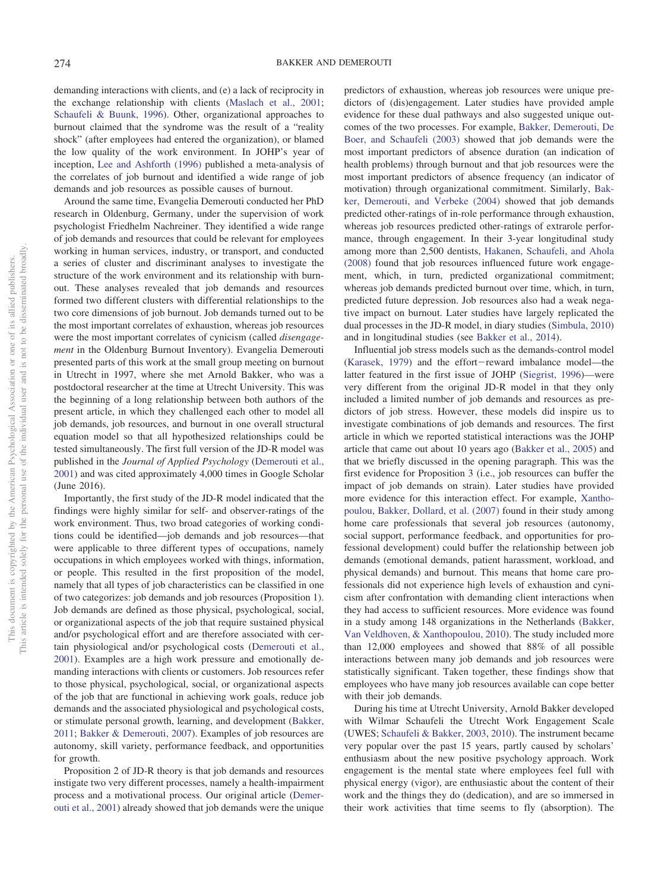demanding interactions with clients, and (e) a lack of reciprocity in the exchange relationship with clients (Maslach et al., 2001; Schaufeli & Buunk, 1996). Other, organizational approaches to burnout claimed that the syndrome was the result of a "reality shock" (after employees had entered the organization), or blamed the low quality of the work environment. In JOHP's year of inception, Lee and Ashforth (1996) published a meta-analysis of the correlates of job burnout and identified a wide range of job demands and job resources as possible causes of burnout.

Around the same time, Evangelia Demerouti conducted her PhD research in Oldenburg, Germany, under the supervision of work psychologist Friedhelm Nachreiner. They identified a wide range of job demands and resources that could be relevant for employees working in human services, industry, or transport, and conducted a series of cluster and discriminant analyses to investigate the structure of the work environment and its relationship with burnout. These analyses revealed that job demands and resources formed two different clusters with differential relationships to the two core dimensions of job burnout. Job demands turned out to be the most important correlates of exhaustion, whereas job resources were the most important correlates of cynicism (called *disengagement* in the Oldenburg Burnout Inventory). Evangelia Demerouti presented parts of this work at the small group meeting on burnout in Utrecht in 1997, where she met Arnold Bakker, who was a postdoctoral researcher at the time at Utrecht University. This was the beginning of a long relationship between both authors of the present article, in which they challenged each other to model all job demands, job resources, and burnout in one overall structural equation model so that all hypothesized relationships could be tested simultaneously. The first full version of the JD-R model was published in the *Journal of Applied Psychology* (Demerouti et al., 2001) and was cited approximately 4,000 times in Google Scholar (June 2016).

Importantly, the first study of the JD-R model indicated that the findings were highly similar for self- and observer-ratings of the work environment. Thus, two broad categories of working conditions could be identified—job demands and job resources—that were applicable to three different types of occupations, namely occupations in which employees worked with things, information, or people. This resulted in the first proposition of the model, namely that all types of job characteristics can be classified in one of two categorizes: job demands and job resources (Proposition 1). Job demands are defined as those physical, psychological, social, or organizational aspects of the job that require sustained physical and/or psychological effort and are therefore associated with certain physiological and/or psychological costs (Demerouti et al., 2001). Examples are a high work pressure and emotionally demanding interactions with clients or customers. Job resources refer to those physical, psychological, social, or organizational aspects of the job that are functional in achieving work goals, reduce job demands and the associated physiological and psychological costs, or stimulate personal growth, learning, and development (Bakker, 2011; Bakker & Demerouti, 2007). Examples of job resources are autonomy, skill variety, performance feedback, and opportunities for growth.

Proposition 2 of JD-R theory is that job demands and resources instigate two very different processes, namely a health-impairment process and a motivational process. Our original article (Demerouti et al., 2001) already showed that job demands were the unique predictors of exhaustion, whereas job resources were unique predictors of (dis)engagement. Later studies have provided ample evidence for these dual pathways and also suggested unique outcomes of the two processes. For example, Bakker, Demerouti, De Boer, and Schaufeli (2003) showed that job demands were the most important predictors of absence duration (an indication of health problems) through burnout and that job resources were the most important predictors of absence frequency (an indicator of motivation) through organizational commitment. Similarly, Bakker, Demerouti, and Verbeke (2004) showed that job demands predicted other-ratings of in-role performance through exhaustion, whereas job resources predicted other-ratings of extrarole performance, through engagement. In their 3-year longitudinal study among more than 2,500 dentists, Hakanen, Schaufeli, and Ahola (2008) found that job resources influenced future work engagement, which, in turn, predicted organizational commitment; whereas job demands predicted burnout over time, which, in turn, predicted future depression. Job resources also had a weak negative impact on burnout. Later studies have largely replicated the dual processes in the JD-R model, in diary studies (Simbula, 2010) and in longitudinal studies (see Bakker et al., 2014).

Influential job stress models such as the demands-control model (Karasek, 1979) and the effort–reward imbalance model—the latter featured in the first issue of JOHP (Siegrist, 1996)—were very different from the original JD-R model in that they only included a limited number of job demands and resources as predictors of job stress. However, these models did inspire us to investigate combinations of job demands and resources. The first article in which we reported statistical interactions was the JOHP article that came out about 10 years ago (Bakker et al., 2005) and that we briefly discussed in the opening paragraph. This was the first evidence for Proposition 3 (i.e., job resources can buffer the impact of job demands on strain). Later studies have provided more evidence for this interaction effect. For example, Xanthopoulou, Bakker, Dollard, et al. (2007) found in their study among home care professionals that several job resources (autonomy, social support, performance feedback, and opportunities for professional development) could buffer the relationship between job demands (emotional demands, patient harassment, workload, and physical demands) and burnout. This means that home care professionals did not experience high levels of exhaustion and cynicism after confrontation with demanding client interactions when they had access to sufficient resources. More evidence was found in a study among 148 organizations in the Netherlands (Bakker, Van Veldhoven, & Xanthopoulou, 2010). The study included more than 12,000 employees and showed that 88% of all possible interactions between many job demands and job resources were statistically significant. Taken together, these findings show that employees who have many job resources available can cope better with their job demands.

During his time at Utrecht University, Arnold Bakker developed with Wilmar Schaufeli the Utrecht Work Engagement Scale (UWES; Schaufeli & Bakker, 2003, 2010). The instrument became very popular over the past 15 years, partly caused by scholars' enthusiasm about the new positive psychology approach. Work engagement is the mental state where employees feel full with physical energy (vigor), are enthusiastic about the content of their work and the things they do (dedication), and are so immersed in their work activities that time seems to fly (absorption). The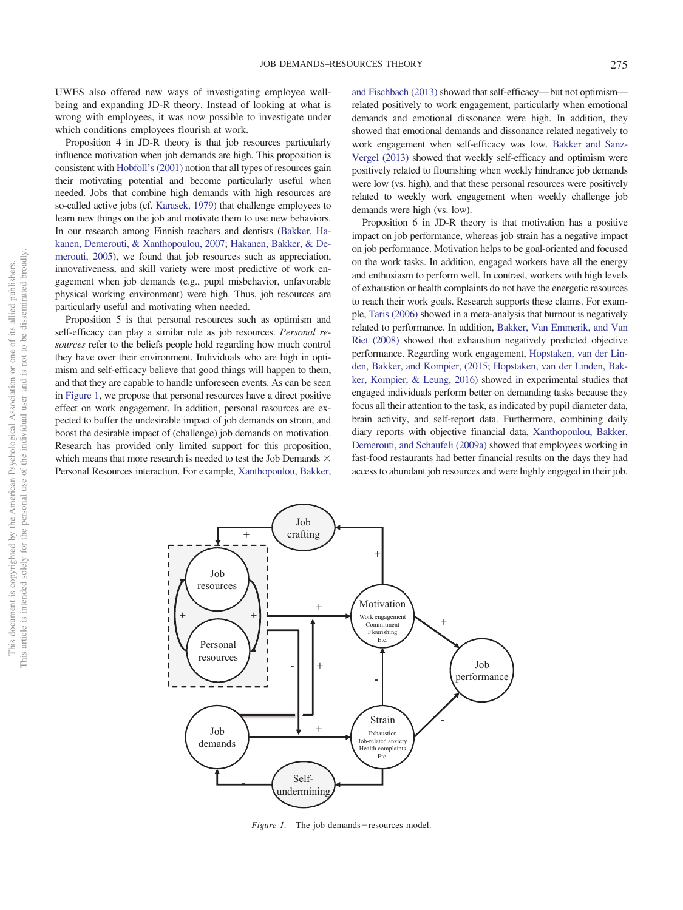UWES also offered new ways of investigating employee well-being and expanding JD-R theory. Instead of looking at what is wrong with employees, it was now possible to investigate under which conditions employees flourish at work.

Proposition 4 in JD-R theory is that job resources particularly influence motivation when job demands are high. This proposition is consistent with Hobfoll's (2001) notion that all types of resources gain their motivating potential and become particularly useful when needed. Jobs that combine high demands with high resources are so-called active jobs (cf. Karasek, 1979) that challenge employees to learn new things on the job and motivate them to use new behaviors. In our research among Finnish teachers and dentists (Bakker, Hakanen, Demerouti, & Xanthopoulou, 2007; Hakanen, Bakker, & Demerouti, 2005), we found that job resources such as appreciation, innovativeness, and skill variety were most predictive of work engagement when job demands (e.g., pupil misbehavior, unfavorable physical working environment) were high. Thus, job resources are particularly useful and motivating when needed.

Proposition 5 is that personal resources such as optimism and self-efficacy can play a similar role as job resources. *Personal resources* refer to the beliefs people hold regarding how much control they have over their environment. Individuals who are high in optimism and self-efficacy believe that good things will happen to them, and that they are capable to handle unforeseen events. As can be seen in Figure 1, we propose that personal resources have a direct positive effect on work engagement. In addition, personal resources are expected to buffer the undesirable impact of job demands on strain, and boost the desirable impact of (challenge) job demands on motivation. Research has provided only limited support for this proposition, which means that more research is needed to test the Job Demands × Personal Resources interaction. For example, Xanthopoulou, Bakker, and Fischbach (2013) showed that self-efficacy—but not optimism—related positively to work engagement, particularly when emotional demands and emotional dissonance were high. In addition, they showed that emotional demands and dissonance related negatively to work engagement when self-efficacy was low. Bakker and Sanz-Vergel (2013) showed that weekly self-efficacy and optimism were positively related to flourishing when weekly hindrance job demands were low (vs. high), and that these personal resources were positively related to weekly work engagement when weekly challenge job demands were high (vs. low).

Proposition 6 in JD-R theory is that motivation has a positive impact on job performance, whereas job strain has a negative impact on job performance. Motivation helps to be goal-oriented and focused on the work tasks. In addition, engaged workers have all the energy and enthusiasm to perform well. In contrast, workers with high levels of exhaustion or health complaints do not have the energetic resources to reach their work goals. Research supports these claims. For example, Taris (2006) showed in a meta-analysis that burnout is negatively related to performance. In addition, Bakker, Van Emmerik, and Van Riet (2008) showed that exhaustion negatively predicted objective performance. Regarding work engagement, Hopstaken, van der Linden, Bakker, and Kompier, (2015; Hopstaken, van der Linden, Bakker, Kompier, & Leung, 2016) showed in experimental studies that engaged individuals perform better on demanding tasks because they focus all their attention to the task, as indicated by pupil diameter data, brain activity, and self-report data. Furthermore, combining daily diary reports with objective financial data, Xanthopoulou, Bakker, Demerouti, and Schaufeli (2009a) showed that employees working in fast-food restaurants had better financial results on the days they had access to abundant job resources and were highly engaged in their job.

*Figure 1.* The job demands–resources model.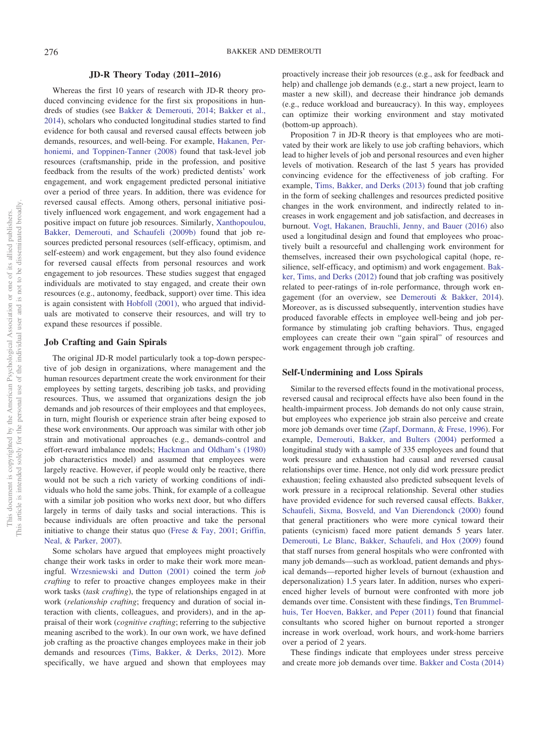### JD-R Theory Today (2011–2016)

Whereas the first 10 years of research with JD-R theory produced convincing evidence for the first six propositions in hundreds of studies (see Bakker & Demerouti, 2014; Bakker et al., 2014), scholars who conducted longitudinal studies started to find evidence for both causal and reversed causal effects between job demands, resources, and well-being. For example, Hakanen, Perhoniemi, and Toppinen-Tanner (2008) found that task-level job resources (craftsmanship, pride in the profession, and positive feedback from the results of the work) predicted dentists' work engagement, and work engagement predicted personal initiative over a period of three years. In addition, there was evidence for reversed causal effects. Among others, personal initiative positively influenced work engagement, and work engagement had a positive impact on future job resources. Similarly, Xanthopoulou, Bakker, Demerouti, and Schaufeli (2009b) found that job resources predicted personal resources (self-efficacy, optimism, and self-esteem) and work engagement, but they also found evidence for reversed causal effects from personal resources and work engagement to job resources. These studies suggest that engaged individuals are motivated to stay engaged, and create their own resources (e.g., autonomy, feedback, support) over time. This idea is again consistent with Hobfoll (2001), who argued that individuals are motivated to conserve their resources, and will try to expand these resources if possible.

### Job Crafting and Gain Spirals

The original JD-R model particularly took a top-down perspective of job design in organizations, where management and the human resources department create the work environment for their employees by setting targets, describing job tasks, and providing resources. Thus, we assumed that organizations design the job demands and job resources of their employees and that employees, in turn, might flourish or experience strain after being exposed to these work environments. Our approach was similar with other job strain and motivational approaches (e.g., demands-control and effort-reward imbalance models; Hackman and Oldham's (1980) job characteristics model) and assumed that employees were largely reactive. However, if people would only be reactive, there would not be such a rich variety of working conditions of individuals who hold the same jobs. Think, for example of a colleague with a similar job position who works next door, but who differs largely in terms of daily tasks and social interactions. This is because individuals are often proactive and take the personal initiative to change their status quo (Frese & Fay, 2001; Griffin, Neal, & Parker, 2007).

Some scholars have argued that employees might proactively change their work tasks in order to make their work more meaningful. Wrzesniewski and Dutton (2001) coined the term *job crafting* to refer to proactive changes employees make in their work tasks (*task crafting*), the type of relationships engaged in at work (*relationship crafting*; frequency and duration of social interaction with clients, colleagues, and providers), and in the appraisal of their work (*cognitive crafting*; referring to the subjective meaning ascribed to the work). In our own work, we have defined job crafting as the proactive changes employees make in their job demands and resources (Tims, Bakker, & Derks, 2012). More specifically, we have argued and shown that employees may proactively increase their job resources (e.g., ask for feedback and help) and challenge job demands (e.g., start a new project, learn to master a new skill), and decrease their hindrance job demands (e.g., reduce workload and bureaucracy). In this way, employees can optimize their working environment and stay motivated (bottom-up approach).

Proposition 7 in JD-R theory is that employees who are motivated by their work are likely to use job crafting behaviors, which lead to higher levels of job and personal resources and even higher levels of motivation. Research of the last 5 years has provided convincing evidence for the effectiveness of job crafting. For example, Tims, Bakker, and Derks (2013) found that job crafting in the form of seeking challenges and resources predicted positive changes in the work environment, and indirectly related to increases in work engagement and job satisfaction, and decreases in burnout. Vogt, Hakanen, Brauchli, Jenny, and Bauer (2016) also used a longitudinal design and found that employees who proactively built a resourceful and challenging work environment for themselves, increased their own psychological capital (hope, resilience, self-efficacy, and optimism) and work engagement. Bakker, Tims, and Derks (2012) found that job crafting was positively related to peer-ratings of in-role performance, through work engagement (for an overview, see Demerouti & Bakker, 2014). Moreover, as is discussed subsequently, intervention studies have produced favorable effects in employee well-being and job performance by stimulating job crafting behaviors. Thus, engaged employees can create their own "gain spiral" of resources and work engagement through job crafting.

### Self-Undermining and Loss Spirals

Similar to the reversed effects found in the motivational process, reversed causal and reciprocal effects have also been found in the health-impairment process. Job demands do not only cause strain, but employees who experience job strain also perceive and create more job demands over time (Zapf, Dormann, & Frese, 1996). For example, Demerouti, Bakker, and Bulters (2004) performed a longitudinal study with a sample of 335 employees and found that work pressure and exhaustion had causal and reversed causal relationships over time. Hence, not only did work pressure predict exhaustion; feeling exhausted also predicted subsequent levels of work pressure in a reciprocal relationship. Several other studies have provided evidence for such reversed causal effects. Bakker, Schaufeli, Sixma, Bosveld, and Van Dierendonck (2000) found that general practitioners who were more cynical toward their patients (cynicism) faced more patient demands 5 years later. Demerouti, Le Blanc, Bakker, Schaufeli, and Hox (2009) found that staff nurses from general hospitals who were confronted with many job demands—such as workload, patient demands and physical demands—reported higher levels of burnout (exhaustion and depersonalization) 1.5 years later. In addition, nurses who experienced higher levels of burnout were confronted with more job demands over time. Consistent with these findings, Ten Brummelhuis, Ter Hoeven, Bakker, and Peper (2011) found that financial consultants who scored higher on burnout reported a stronger increase in work overload, work hours, and work-home barriers over a period of 2 years.

These findings indicate that employees under stress perceive and create more job demands over time. Bakker and Costa (2014)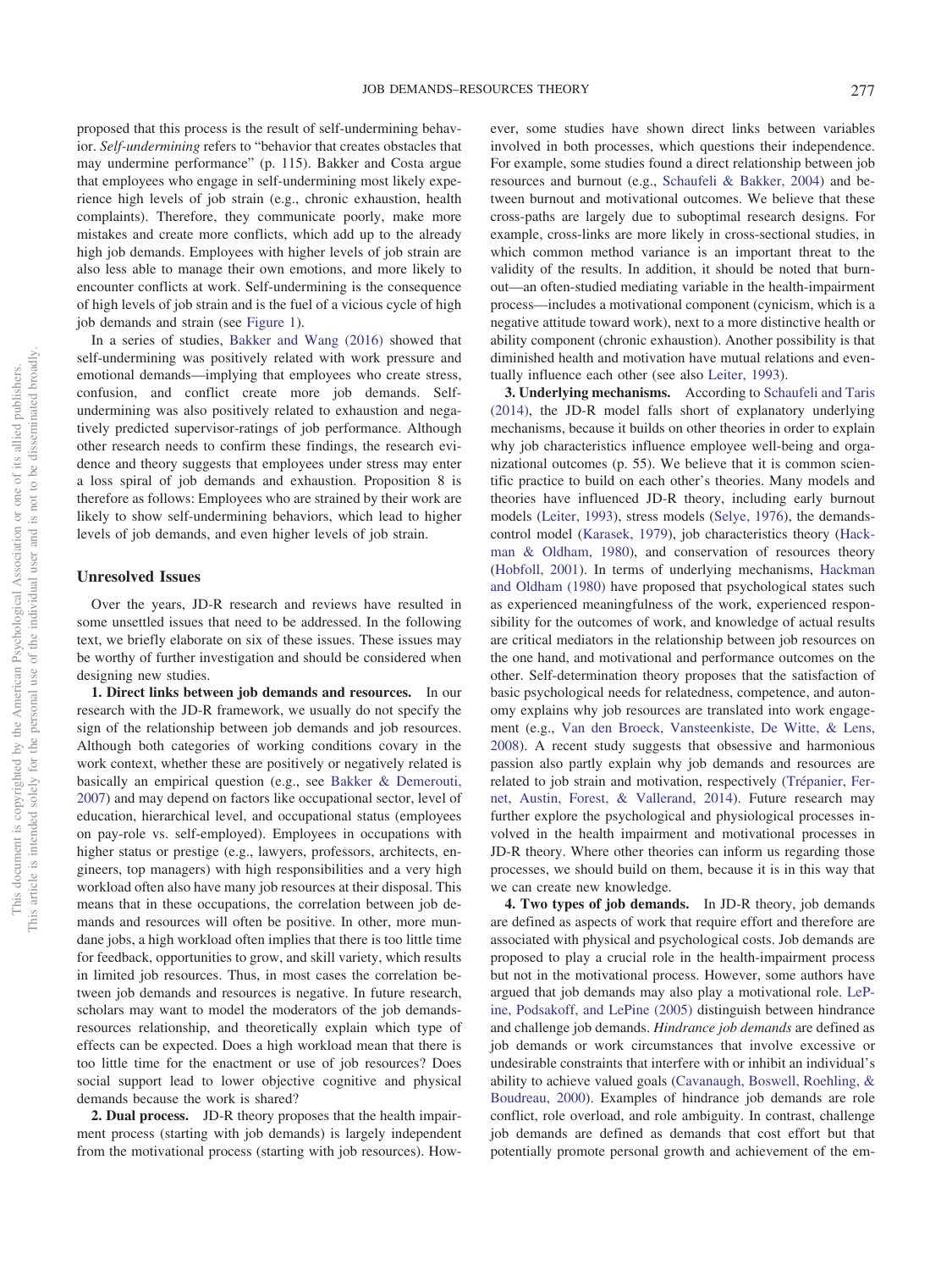proposed that this process is the result of self-undermining behavior. *Self-undermining* refers to "behavior that creates obstacles that may undermine performance" (p. 115). Bakker and Costa argue that employees who engage in self-undermining most likely experience high levels of job strain (e.g., chronic exhaustion, health complaints). Therefore, they communicate poorly, make more mistakes and create more conflicts, which add up to the already high job demands. Employees with higher levels of job strain are also less able to manage their own emotions, and more likely to encounter conflicts at work. Self-undermining is the consequence of high levels of job strain and is the fuel of a vicious cycle of high job demands and strain (see Figure 1).

In a series of studies, Bakker and Wang (2016) showed that self-undermining was positively related with work pressure and emotional demands—implying that employees who create stress, confusion, and conflict create more job demands. Self-undermining was also positively related to exhaustion and negatively predicted supervisor-ratings of job performance. Although other research needs to confirm these findings, the research evidence and theory suggests that employees under stress may enter a loss spiral of job demands and exhaustion. Proposition 8 is therefore as follows: Employees who are strained by their work are likely to show self-undermining behaviors, which lead to higher levels of job demands, and even higher levels of job strain.

## Unresolved Issues

Over the years, JD-R research and reviews have resulted in some unsettled issues that need to be addressed. In the following text, we briefly elaborate on six of these issues. These issues may be worthy of further investigation and should be considered when designing new studies.

**1. Direct links between job demands and resources.** In our research with the JD-R framework, we usually do not specify the sign of the relationship between job demands and job resources. Although both categories of working conditions covary in the work context, whether these are positively or negatively related is basically an empirical question (e.g., see Bakker & Demerouti, 2007) and may depend on factors like occupational sector, level of education, hierarchical level, and occupational status (employees on pay-role vs. self-employed). Employees in occupations with higher status or prestige (e.g., lawyers, professors, architects, engineers, top managers) with high responsibilities and a very high workload often also have many job resources at their disposal. This means that in these occupations, the correlation between job demands and resources will often be positive. In other, more mundane jobs, a high workload often implies that there is too little time for feedback, opportunities to grow, and skill variety, which results in limited job resources. Thus, in most cases the correlation between job demands and resources is negative. In future research, scholars may want to model the moderators of the job demands-resources relationship, and theoretically explain which type of effects can be expected. Does a high workload mean that there is too little time for the enactment or use of job resources? Does social support lead to lower objective cognitive and physical demands because the work is shared?

**2. Dual process.** JD-R theory proposes that the health impairment process (starting with job demands) is largely independent from the motivational process (starting with job resources). However, some studies have shown direct links between variables involved in both processes, which questions their independence. For example, some studies found a direct relationship between job resources and burnout (e.g., Schaufeli & Bakker, 2004) and between burnout and motivational outcomes. We believe that these cross-paths are largely due to suboptimal research designs. For example, cross-links are more likely in cross-sectional studies, in which common method variance is an important threat to the validity of the results. In addition, it should be noted that burnout—an often-studied mediating variable in the health-impairment process—includes a motivational component (cynicism, which is a negative attitude toward work), next to a more distinctive health or ability component (chronic exhaustion). Another possibility is that diminished health and motivation have mutual relations and eventually influence each other (see also Leiter, 1993).

**3. Underlying mechanisms.** According to Schaufeli and Taris (2014), the JD-R model falls short of explanatory underlying mechanisms, because it builds on other theories in order to explain why job characteristics influence employee well-being and organizational outcomes (p. 55). We believe that it is common scientific practice to build on each other's theories. Many models and theories have influenced JD-R theory, including early burnout models (Leiter, 1993), stress models (Selye, 1976), the demands-control model (Karasek, 1979), job characteristics theory (Hackman & Oldham, 1980), and conservation of resources theory (Hobfoll, 2001). In terms of underlying mechanisms, Hackman and Oldham (1980) have proposed that psychological states such as experienced meaningfulness of the work, experienced responsibility for the outcomes of work, and knowledge of actual results are critical mediators in the relationship between job resources on the one hand, and motivational and performance outcomes on the other. Self-determination theory proposes that the satisfaction of basic psychological needs for relatedness, competence, and autonomy explains why job resources are translated into work engagement (e.g., Van den Broeck, Vansteenkiste, De Witte, & Lens, 2008). A recent study suggests that obsessive and harmonious passion also partly explain why job demands and resources are related to job strain and motivation, respectively (Trépanier, Fernet, Austin, Forest, & Vallerand, 2014). Future research may further explore the psychological and physiological processes involved in the health impairment and motivational processes in JD-R theory. Where other theories can inform us regarding those processes, we should build on them, because it is in this way that we can create new knowledge.

**4. Two types of job demands.** In JD-R theory, job demands are defined as aspects of work that require effort and therefore are associated with physical and psychological costs. Job demands are proposed to play a crucial role in the health-impairment process but not in the motivational process. However, some authors have argued that job demands may also play a motivational role. LePine, Podsakoff, and LePine (2005) distinguish between hindrance and challenge job demands. *Hindrance job demands* are defined as job demands or work circumstances that involve excessive or undesirable constraints that interfere with or inhibit an individual's ability to achieve valued goals (Cavanaugh, Boswell, Roehling, & Boudreau, 2000). Examples of hindrance job demands are role conflict, role overload, and role ambiguity. In contrast, challenge job demands are defined as demands that cost effort but that potentially promote personal growth and achievement of the em-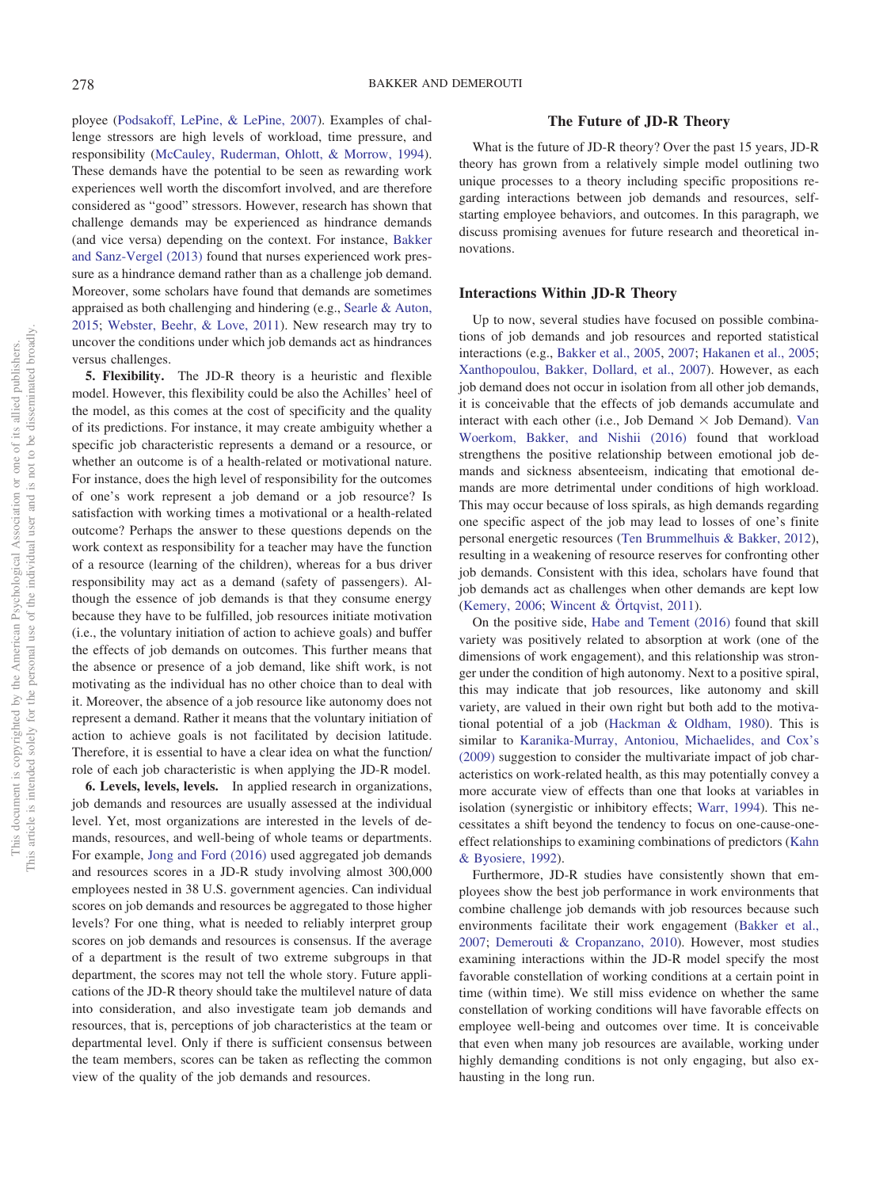ployee (Podsakoff, LePine, & LePine, 2007). Examples of challenge stressors are high levels of workload, time pressure, and responsibility (McCauley, Ruderman, Ohlott, & Morrow, 1994). These demands have the potential to be seen as rewarding work experiences well worth the discomfort involved, and are therefore considered as "good" stressors. However, research has shown that challenge demands may be experienced as hindrance demands (and vice versa) depending on the context. For instance, Bakker and Sanz-Vergel (2013) found that nurses experienced work pressure as a hindrance demand rather than as a challenge job demand. Moreover, some scholars have found that demands are sometimes appraised as both challenging and hindering (e.g., Searle & Auton, 2015; Webster, Beehr, & Love, 2011). New research may try to uncover the conditions under which job demands act as hindrances versus challenges.

**5. Flexibility.** The JD-R theory is a heuristic and flexible model. However, this flexibility could be also the Achilles' heel of the model, as this comes at the cost of specificity and the quality of its predictions. For instance, it may create ambiguity whether a specific job characteristic represents a demand or a resource, or whether an outcome is of a health-related or motivational nature. For instance, does the high level of responsibility for the outcomes of one's work represent a job demand or a job resource? Is satisfaction with working times a motivational or a health-related outcome? Perhaps the answer to these questions depends on the work context as responsibility for a teacher may have the function of a resource (learning of the children), whereas for a bus driver responsibility may act as a demand (safety of passengers). Although the essence of job demands is that they consume energy because they have to be fulfilled, job resources initiate motivation (i.e., the voluntary initiation of action to achieve goals) and buffer the effects of job demands on outcomes. This further means that the absence or presence of a job demand, like shift work, is not motivating as the individual has no other choice than to deal with it. Moreover, the absence of a job resource like autonomy does not represent a demand. Rather it means that the voluntary initiation of action to achieve goals is not facilitated by decision latitude. Therefore, it is essential to have a clear idea on what the function/role of each job characteristic is when applying the JD-R model.

**6. Levels, levels, levels.** In applied research in organizations, job demands and resources are usually assessed at the individual level. Yet, most organizations are interested in the levels of demands, resources, and well-being of whole teams or departments. For example, Jong and Ford (2016) used aggregated job demands and resources scores in a JD-R study involving almost 300,000 employees nested in 38 U.S. government agencies. Can individual scores on job demands and resources be aggregated to those higher levels? For one thing, what is needed to reliably interpret group scores on job demands and resources is consensus. If the average of a department is the result of two extreme subgroups in that department, the scores may not tell the whole story. Future applications of the JD-R theory should take the multilevel nature of data into consideration, and also investigate team job demands and resources, that is, perceptions of job characteristics at the team or departmental level. Only if there is sufficient consensus between the team members, scores can be taken as reflecting the common view of the quality of the job demands and resources.

## The Future of JD-R Theory

What is the future of JD-R theory? Over the past 15 years, JD-R theory has grown from a relatively simple model outlining two unique processes to a theory including specific propositions regarding interactions between job demands and resources, self-starting employee behaviors, and outcomes. In this paragraph, we discuss promising avenues for future research and theoretical innovations.

### Interactions Within JD-R Theory

Up to now, several studies have focused on possible combinations of job demands and job resources and reported statistical interactions (e.g., Bakker et al., 2005, 2007; Hakanen et al., 2005; Xanthopoulou, Bakker, Dollard, et al., 2007). However, as each job demand does not occur in isolation from all other job demands, it is conceivable that the effects of job demands accumulate and interact with each other (i.e., Job Demand $\times$ Job Demand). Van Woerkom, Bakker, and Nishii (2016) found that workload strengthens the positive relationship between emotional job demands and sickness absenteeism, indicating that emotional demands are more detrimental under conditions of high workload. This may occur because of loss spirals, as high demands regarding one specific aspect of the job may lead to losses of one's finite personal energetic resources (Ten Brummelhuis & Bakker, 2012), resulting in a weakening of resource reserves for confronting other job demands. Consistent with this idea, scholars have found that job demands act as challenges when other demands are kept low (Kemery, 2006; Wincent & Örtqvist, 2011).

On the positive side, Habe and Tement (2016) found that skill variety was positively related to absorption at work (one of the dimensions of work engagement), and this relationship was stronger under the condition of high autonomy. Next to a positive spiral, this may indicate that job resources, like autonomy and skill variety, are valued in their own right but both add to the motivational potential of a job (Hackman & Oldham, 1980). This is similar to Karanika-Murray, Antoniou, Michaelides, and Cox's (2009) suggestion to consider the multivariate impact of job characteristics on work-related health, as this may potentially convey a more accurate view of effects than one that looks at variables in isolation (synergistic or inhibitory effects; Warr, 1994). This necessitates a shift beyond the tendency to focus on one-cause-one-effect relationships to examining combinations of predictors (Kahn & Byosiere, 1992).

Furthermore, JD-R studies have consistently shown that employees show the best job performance in work environments that combine challenge job demands with job resources because such environments facilitate their work engagement (Bakker et al., 2007; Demerouti & Cropanzano, 2010). However, most studies examining interactions within the JD-R model specify the most favorable constellation of working conditions at a certain point in time (within time). We still miss evidence on whether the same constellation of working conditions will have favorable effects on employee well-being and outcomes over time. It is conceivable that even when many job resources are available, working under highly demanding conditions is not only engaging, but also exhausting in the long run.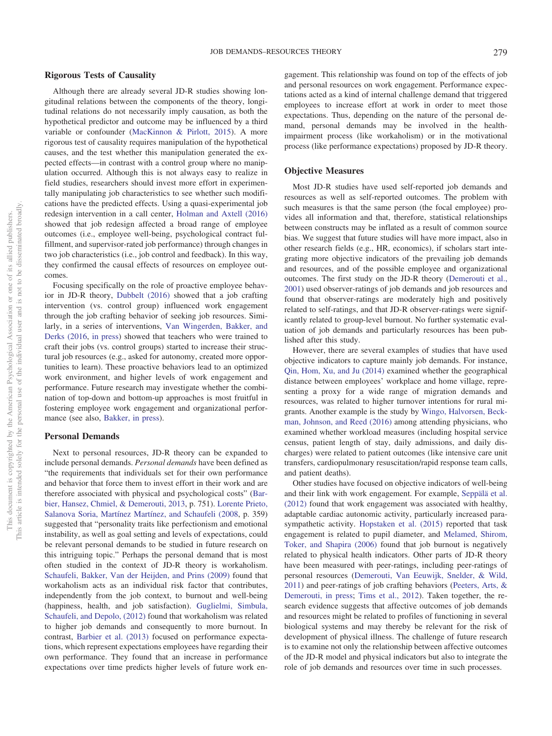## Rigorous Tests of Causality

Although there are already several JD-R studies showing longitudinal relations between the components of the theory, longitudinal relations do not necessarily imply causation, as both the hypothetical predictor and outcome may be influenced by a third variable or confounder (MacKinnon & Pirlott, 2015). A more rigorous test of causality requires manipulation of the hypothetical causes, and the test whether this manipulation generated the expected effects—in contrast with a control group where no manipulation occurred. Although this is not always easy to realize in field studies, researchers should invest more effort in experimentally manipulating job characteristics to see whether such modifications have the predicted effects. Using a quasi-experimental job redesign intervention in a call center, Holman and Axtell (2016) showed that job redesign affected a broad range of employee outcomes (i.e., employee well-being, psychological contract fulfillment, and supervisor-rated job performance) through changes in two job characteristics (i.e., job control and feedback). In this way, they confirmed the causal effects of resources on employee outcomes.

Focusing specifically on the role of proactive employee behavior in JD-R theory, Dubbelt (2016) showed that a job crafting intervention (vs. control group) influenced work engagement through the job crafting behavior of seeking job resources. Similarly, in a series of interventions, Van Wingerden, Bakker, and Derks (2016, in press) showed that teachers who were trained to craft their jobs (vs. control groups) started to increase their structural job resources (e.g., asked for autonomy, created more opportunities to learn). These proactive behaviors lead to an optimized work environment, and higher levels of work engagement and performance. Future research may investigate whether the combination of top-down and bottom-up approaches is most fruitful in fostering employee work engagement and organizational performance (see also, Bakker, in press).

## Personal Demands

Next to personal resources, JD-R theory can be expanded to include personal demands. *Personal demands* have been defined as "the requirements that individuals set for their own performance and behavior that force them to invest effort in their work and are therefore associated with physical and psychological costs" (Barbier, Hansez, Chmiel, & Demerouti, 2013, p. 751). Lorente Prieto, Salanova Soria, Martínez Martínez, and Schaufeli (2008, p. 359) suggested that "personality traits like perfectionism and emotional instability, as well as goal setting and levels of expectations, could be relevant personal demands to be studied in future research on this intriguing topic." Perhaps the personal demand that is most often studied in the context of JD-R theory is workaholism. Schaufeli, Bakker, Van der Heijden, and Prins (2009) found that workaholism acts as an individual risk factor that contributes, independently from the job context, to burnout and well-being (happiness, health, and job satisfaction). Guglielmi, Simbula, Schaufeli, and Depolo, (2012) found that workaholism was related to higher job demands and consequently to more burnout. In contrast, Barbier et al. (2013) focused on performance expectations, which represent expectations employees have regarding their own performance. They found that an increase in performance expectations over time predicts higher levels of future work engagement. This relationship was found on top of the effects of job and personal resources on work engagement. Performance expectations acted as a kind of internal challenge demand that triggered employees to increase effort at work in order to meet those expectations. Thus, depending on the nature of the personal demand, personal demands may be involved in the health-impairment process (like workaholism) or in the motivational process (like performance expectations) proposed by JD-R theory.

## Objective Measures

Most JD-R studies have used self-reported job demands and resources as well as self-reported outcomes. The problem with such measures is that the same person (the focal employee) provides all information and that, therefore, statistical relationships between constructs may be inflated as a result of common source bias. We suggest that future studies will have more impact, also in other research fields (e.g., HR, economics), if scholars start integrating more objective indicators of the prevailing job demands and resources, and of the possible employee and organizational outcomes. The first study on the JD-R theory (Demerouti et al., 2001) used observer-ratings of job demands and job resources and found that observer-ratings are moderately high and positively related to self-ratings, and that JD-R observer-ratings were significantly related to group-level burnout. No further systematic evaluation of job demands and particularly resources has been published after this study.

However, there are several examples of studies that have used objective indicators to capture mainly job demands. For instance, Qin, Hom, Xu, and Ju (2014) examined whether the geographical distance between employees' workplace and home village, representing a proxy for a wide range of migration demands and resources, was related to higher turnover intentions for rural migrants. Another example is the study by Wingo, Halvorsen, Beckman, Johnson, and Reed (2016) among attending physicians, who examined whether workload measures (including hospital service census, patient length of stay, daily admissions, and daily discharges) were related to patient outcomes (like intensive care unit transfers, cardiopulmonary resuscitation/rapid response team calls, and patient deaths).

Other studies have focused on objective indicators of well-being and their link with work engagement. For example, Seppälä et al. (2012) found that work engagement was associated with healthy, adaptable cardiac autonomic activity, particularly increased parasympathetic activity. Hopstaken et al. (2015) reported that task engagement is related to pupil diameter, and Melamed, Shirom, Toker, and Shapira (2006) found that job burnout is negatively related to physical health indicators. Other parts of JD-R theory have been measured with peer-ratings, including peer-ratings of personal resources (Demerouti, Van Eeuwijk, Snelder, & Wild, 2011) and peer-ratings of job crafting behaviors (Peeters, Arts, & Demerouti, in press; Tims et al., 2012). Taken together, the research evidence suggests that affective outcomes of job demands and resources might be related to profiles of functioning in several biological systems and may thereby be relevant for the risk of development of physical illness. The challenge of future research is to examine not only the relationship between affective outcomes of the JD-R model and physical indicators but also to integrate the role of job demands and resources over time in such processes.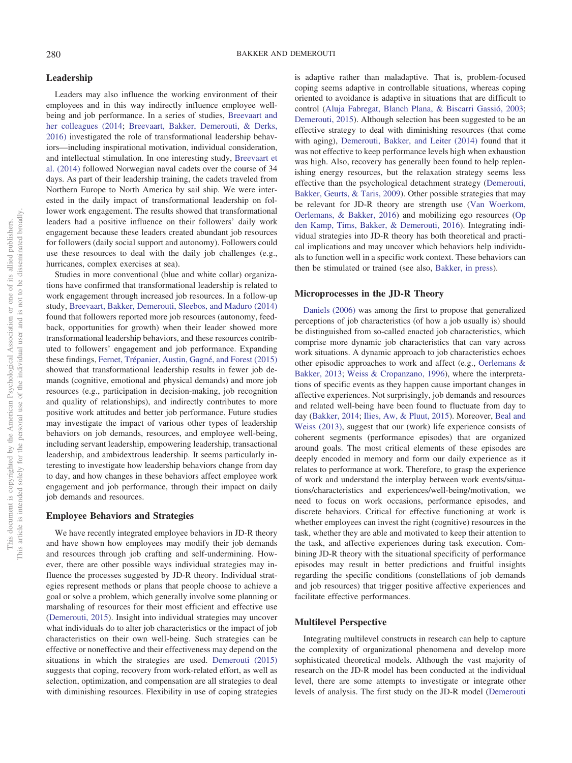## Leadership

Leaders may also influence the working environment of their employees and in this way indirectly influence employee well-being and job performance. In a series of studies, Breevaart and her colleagues (2014; Breevaart, Bakker, Demerouti, & Derks, 2016) investigated the role of transformational leadership behaviors—including inspirational motivation, individual consideration, and intellectual stimulation. In one interesting study, Breevaart et al. (2014) followed Norwegian naval cadets over the course of 34 days. As part of their leadership training, the cadets traveled from Northern Europe to North America by sail ship. We were interested in the daily impact of transformational leadership on follower work engagement. The results showed that transformational leaders had a positive influence on their followers' daily work engagement because these leaders created abundant job resources for followers (daily social support and autonomy). Followers could use these resources to deal with the daily job challenges (e.g., hurricanes, complex exercises at sea).

Studies in more conventional (blue and white collar) organizations have confirmed that transformational leadership is related to work engagement through increased job resources. In a follow-up study, Breevaart, Bakker, Demerouti, Sleebos, and Maduro (2014) found that followers reported more job resources (autonomy, feedback, opportunities for growth) when their leader showed more transformational leadership behaviors, and these resources contributed to followers' engagement and job performance. Expanding these findings, Fernet, Trépanier, Austin, Gagné, and Forest (2015) showed that transformational leadership results in fewer job demands (cognitive, emotional and physical demands) and more job resources (e.g., participation in decision-making, job recognition and quality of relationships), and indirectly contributes to more positive work attitudes and better job performance. Future studies may investigate the impact of various other types of leadership behaviors on job demands, resources, and employee well-being, including servant leadership, empowering leadership, transactional leadership, and ambidextrous leadership. It seems particularly interesting to investigate how leadership behaviors change from day to day, and how changes in these behaviors affect employee work engagement and job performance, through their impact on daily job demands and resources.

## Employee Behaviors and Strategies

We have recently integrated employee behaviors in JD-R theory and have shown how employees may modify their job demands and resources through job crafting and self-undermining. However, there are other possible ways individual strategies may influence the processes suggested by JD-R theory. Individual strategies represent methods or plans that people choose to achieve a goal or solve a problem, which generally involve some planning or marshaling of resources for their most efficient and effective use (Demerouti, 2015). Insight into individual strategies may uncover what individuals do to alter job characteristics or the impact of job characteristics on their own well-being. Such strategies can be effective or noneffective and their effectiveness may depend on the situations in which the strategies are used. Demerouti (2015) suggests that coping, recovery from work-related effort, as well as selection, optimization, and compensation are all strategies to deal with diminishing resources. Flexibility in use of coping strategies is adaptive rather than maladaptive. That is, problem-focused coping seems adaptive in controllable situations, whereas coping oriented to avoidance is adaptive in situations that are difficult to control (Aluja Fabregat, Blanch Plana, & Biscarri Gassió, 2003; Demerouti, 2015). Although selection has been suggested to be an effective strategy to deal with diminishing resources (that come with aging), Demerouti, Bakker, and Leiter (2014) found that it was not effective to keep performance levels high when exhaustion was high. Also, recovery has generally been found to help replenishing energy resources, but the relaxation strategy seems less effective than the psychological detachment strategy (Demerouti, Bakker, Geurts, & Taris, 2009). Other possible strategies that may be relevant for JD-R theory are strength use (Van Woerkom, Oerlemans, & Bakker, 2016) and mobilizing ego resources (Op den Kamp, Tims, Bakker, & Demerouti, 2016). Integrating individual strategies into JD-R theory has both theoretical and practical implications and may uncover which behaviors help individuals to function well in a specific work context. These behaviors can then be stimulated or trained (see also, Bakker, in press).

## Microprocesses in the JD-R Theory

Daniels (2006) was among the first to propose that generalized perceptions of job characteristics (of how a job usually is) should be distinguished from so-called enacted job characteristics, which comprise more dynamic job characteristics that can vary across work situations. A dynamic approach to job characteristics echoes other episodic approaches to work and affect (e.g., Oerlemans & Bakker, 2013; Weiss & Cropanzano, 1996), where the interpretations of specific events as they happen cause important changes in affective experiences. Not surprisingly, job demands and resources and related well-being have been found to fluctuate from day to day (Bakker, 2014; Ilies, Aw, & Pluut, 2015). Moreover, Beal and Weiss (2013), suggest that our (work) life experience consists of coherent segments (performance episodes) that are organized around goals. The most critical elements of these episodes are deeply encoded in memory and form our daily experience as it relates to performance at work. Therefore, to grasp the experience of work and understand the interplay between work events/situations/characteristics and experiences/well-being/motivation, we need to focus on work occasions, performance episodes, and discrete behaviors. Critical for effective functioning at work is whether employees can invest the right (cognitive) resources in the task, whether they are able and motivated to keep their attention to the task, and affective experiences during task execution. Combining JD-R theory with the situational specificity of performance episodes may result in better predictions and fruitful insights regarding the specific conditions (constellations of job demands and job resources) that trigger positive affective experiences and facilitate effective performances.

## Multilevel Perspective

Integrating multilevel constructs in research can help to capture the complexity of organizational phenomena and develop more sophisticated theoretical models. Although the vast majority of research on the JD-R model has been conducted at the individual level, there are some attempts to investigate or integrate other levels of analysis. The first study on the JD-R model (Demerouti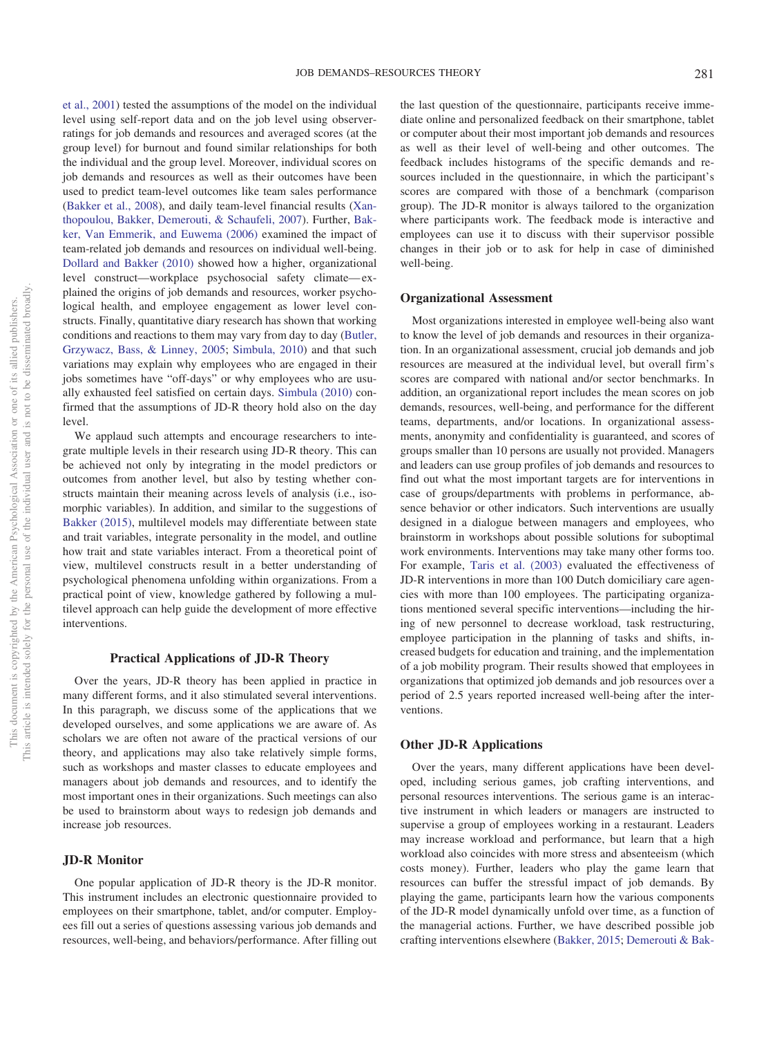et al., 2001) tested the assumptions of the model on the individual level using self-report data and on the job level using observer-ratings for job demands and resources and averaged scores (at the group level) for burnout and found similar relationships for both the individual and the group level. Moreover, individual scores on job demands and resources as well as their outcomes have been used to predict team-level outcomes like team sales performance (Bakker et al., 2008), and daily team-level financial results (Xanthopoulou, Bakker, Demerouti, & Schaufeli, 2007). Further, Bakker, Van Emmerik, and Euwema (2006) examined the impact of team-related job demands and resources on individual well-being. Dollard and Bakker (2010) showed how a higher, organizational level construct—workplace psychosocial safety climate—explained the origins of job demands and resources, worker psychological health, and employee engagement as lower level constructs. Finally, quantitative diary research has shown that working conditions and reactions to them may vary from day to day (Butler, Grzywacz, Bass, & Linney, 2005; Simbula, 2010) and that such variations may explain why employees who are engaged in their jobs sometimes have "off-days" or why employees who are usually exhausted feel satisfied on certain days. Simbula (2010) confirmed that the assumptions of JD-R theory hold also on the day level.

We applaud such attempts and encourage researchers to integrate multiple levels in their research using JD-R theory. This can be achieved not only by integrating in the model predictors or outcomes from another level, but also by testing whether constructs maintain their meaning across levels of analysis (i.e., isomorphic variables). In addition, and similar to the suggestions of Bakker (2015), multilevel models may differentiate between state and trait variables, integrate personality in the model, and outline how trait and state variables interact. From a theoretical point of view, multilevel constructs result in a better understanding of psychological phenomena unfolding within organizations. From a practical point of view, knowledge gathered by following a multilevel approach can help guide the development of more effective interventions.

## Practical Applications of JD-R Theory

Over the years, JD-R theory has been applied in practice in many different forms, and it also stimulated several interventions. In this paragraph, we discuss some of the applications that we developed ourselves, and some applications we are aware of. As scholars we are often not aware of the practical versions of our theory, and applications may also take relatively simple forms, such as workshops and master classes to educate employees and managers about job demands and resources, and to identify the most important ones in their organizations. Such meetings can also be used to brainstorm about ways to redesign job demands and increase job resources.

### JD-R Monitor

One popular application of JD-R theory is the JD-R monitor. This instrument includes an electronic questionnaire provided to employees on their smartphone, tablet, and/or computer. Employees fill out a series of questions assessing various job demands and resources, well-being, and behaviors/performance. After filling out the last question of the questionnaire, participants receive immediate online and personalized feedback on their smartphone, tablet or computer about their most important job demands and resources as well as their level of well-being and other outcomes. The feedback includes histograms of the specific demands and resources included in the questionnaire, in which the participant's scores are compared with those of a benchmark (comparison group). The JD-R monitor is always tailored to the organization where participants work. The feedback mode is interactive and employees can use it to discuss with their supervisor possible changes in their job or to ask for help in case of diminished well-being.

### Organizational Assessment

Most organizations interested in employee well-being also want to know the level of job demands and resources in their organization. In an organizational assessment, crucial job demands and job resources are measured at the individual level, but overall firm's scores are compared with national and/or sector benchmarks. In addition, an organizational report includes the mean scores on job demands, resources, well-being, and performance for the different teams, departments, and/or locations. In organizational assessments, anonymity and confidentiality is guaranteed, and scores of groups smaller than 10 persons are usually not provided. Managers and leaders can use group profiles of job demands and resources to find out what the most important targets are for interventions in case of groups/departments with problems in performance, absence behavior or other indicators. Such interventions are usually designed in a dialogue between managers and employees, who brainstorm in workshops about possible solutions for suboptimal work environments. Interventions may take many other forms too. For example, Taris et al. (2003) evaluated the effectiveness of JD-R interventions in more than 100 Dutch domiciliary care agencies with more than 100 employees. The participating organizations mentioned several specific interventions—including the hiring of new personnel to decrease workload, task restructuring, employee participation in the planning of tasks and shifts, increased budgets for education and training, and the implementation of a job mobility program. Their results showed that employees in organizations that optimized job demands and job resources over a period of 2.5 years reported increased well-being after the interventions.

### Other JD-R Applications

Over the years, many different applications have been developed, including serious games, job crafting interventions, and personal resources interventions. The serious game is an interactive instrument in which leaders or managers are instructed to supervise a group of employees working in a restaurant. Leaders may increase workload and performance, but learn that a high workload also coincides with more stress and absenteeism (which costs money). Further, leaders who play the game learn that resources can buffer the stressful impact of job demands. By playing the game, participants learn how the various components of the JD-R model dynamically unfold over time, as a function of the managerial actions. Further, we have described possible job crafting interventions elsewhere (Bakker, 2015; Demerouti & Bak-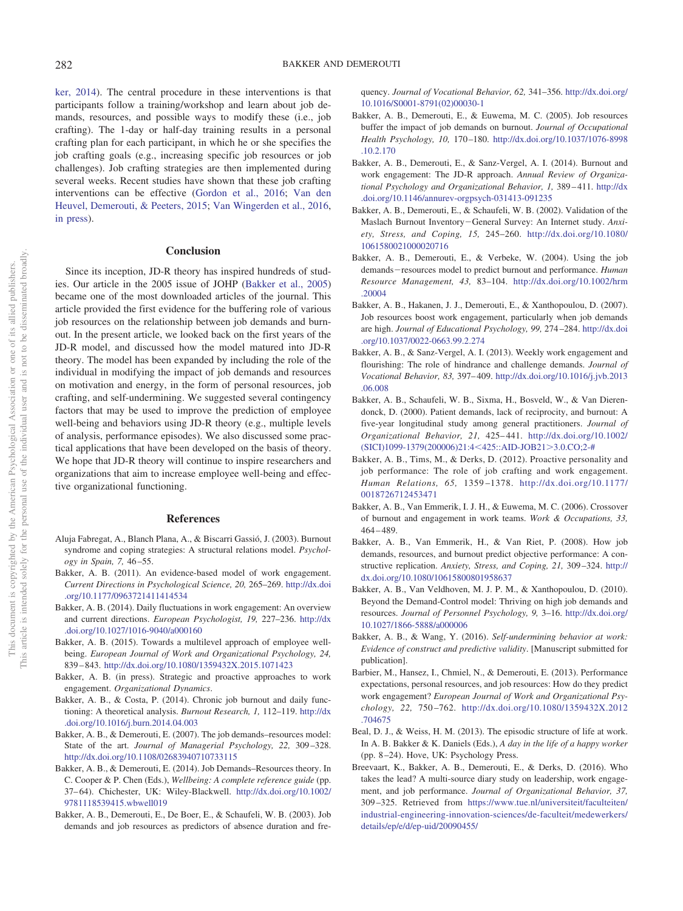ker, 2014). The central procedure in these interventions is that participants follow a training/workshop and learn about job demands, resources, and possible ways to modify these (i.e., job crafting). The 1-day or half-day training results in a personal crafting plan for each participant, in which he or she specifies the job crafting goals (e.g., increasing specific job resources or job challenges). Job crafting strategies are then implemented during several weeks. Recent studies have shown that these job crafting interventions can be effective (Gordon et al., 2016; Van den Heuvel, Demerouti, & Peeters, 2015; Van Wingerden et al., 2016, in press).

## Conclusion

Since its inception, JD-R theory has inspired hundreds of studies. Our article in the 2005 issue of JOHP (Bakker et al., 2005) became one of the most downloaded articles of the journal. This article provided the first evidence for the buffering role of various job resources on the relationship between job demands and burnout. In the present article, we looked back on the first years of the JD-R model, and discussed how the model matured into JD-R theory. The model has been expanded by including the role of the individual in modifying the impact of job demands and resources on motivation and energy, in the form of personal resources, job crafting, and self-undermining. We suggested several contingency factors that may be used to improve the prediction of employee well-being and behaviors using JD-R theory (e.g., multiple levels of analysis, performance episodes). We also discussed some practical applications that have been developed on the basis of theory. We hope that JD-R theory will continue to inspire researchers and organizations that aim to increase employee well-being and effective organizational functioning.

## References

Aluja Fabregat, A., Blanch Plana, A., & Biscarri Gassió, J. (2003). Burnout syndrome and coping strategies: A structural relations model. *Psychology in Spain, 7,* 46–55.

Bakker, A. B. (2011). An evidence-based model of work engagement. *Current Directions in Psychological Science, 20,* 265–269. http://dx.doi.org/10.1177/0963721411414534

Bakker, A. B. (2014). Daily fluctuations in work engagement: An overview and current directions. *European Psychologist, 19,* 227–236. http://dx.doi.org/10.1027/1016-9040/a000160

Bakker, A. B. (2015). Towards a multilevel approach of employee well-being. *European Journal of Work and Organizational Psychology, 24,* 839–843. http://dx.doi.org/10.1080/1359432X.2015.1071423

Bakker, A. B. (in press). Strategic and proactive approaches to work engagement. *Organizational Dynamics*.

Bakker, A. B., & Costa, P. (2014). Chronic job burnout and daily functioning: A theoretical analysis. *Burnout Research, 1,* 112–119. http://dx.doi.org/10.1016/j.burn.2014.04.003

Bakker, A. B., & Demerouti, E. (2007). The job demands–resources model: State of the art. *Journal of Managerial Psychology, 22,* 309–328. http://dx.doi.org/10.1108/02683940710733115

Bakker, A. B., & Demerouti, E. (2014). Job Demands–Resources theory. In C. Cooper & P. Chen (Eds.), *Wellbeing: A complete reference guide* (pp. 37–64). Chichester, UK: Wiley-Blackwell. http://dx.doi.org/10.1002/9781118539415.wbwell019

Bakker, A. B., Demerouti, E., De Boer, E., & Schaufeli, W. B. (2003). Job demands and job resources as predictors of absence duration and frequency. *Journal of Vocational Behavior, 62,* 341–356. http://dx.doi.org/10.1016/S0001-8791(02)00030-1

Bakker, A. B., Demerouti, E., & Euwema, M. C. (2005). Job resources buffer the impact of job demands on burnout. *Journal of Occupational Health Psychology, 10,* 170–180. http://dx.doi.org/10.1037/1076-8998.10.2.170

Bakker, A. B., Demerouti, E., & Sanz-Vergel, A. I. (2014). Burnout and work engagement: The JD-R approach. *Annual Review of Organizational Psychology and Organizational Behavior, 1,* 389–411. http://dx.doi.org/10.1146/annurev-orgpsych-031413-091235

Bakker, A. B., Demerouti, E., & Schaufeli, W. B. (2002). Validation of the Maslach Burnout Inventory−General Survey: An Internet study. *Anxiety, Stress, and Coping, 15,* 245–260. http://dx.doi.org/10.1080/1061580021000020716

Bakker, A. B., Demerouti, E., & Verbeke, W. (2004). Using the job demands−resources model to predict burnout and performance. *Human Resource Management, 43,* 83–104. http://dx.doi.org/10.1002/hrm.20004

Bakker, A. B., Hakanen, J. J., Demerouti, E., & Xanthopoulou, D. (2007). Job resources boost work engagement, particularly when job demands are high. *Journal of Educational Psychology, 99,* 274–284. http://dx.doi.org/10.1037/0022-0663.99.2.274

Bakker, A. B., & Sanz-Vergel, A. I. (2013). Weekly work engagement and flourishing: The role of hindrance and challenge demands. *Journal of Vocational Behavior, 83,* 397–409. http://dx.doi.org/10.1016/j.jvb.2013.06.008

Bakker, A. B., Schaufeli, W. B., Sixma, H., Bosveld, W., & Van Dierendonck, D. (2000). Patient demands, lack of reciprocity, and burnout: A five-year longitudinal study among general practitioners. *Journal of Organizational Behavior, 21,* 425–441. http://dx.doi.org/10.1002/(SICI)1099-1379(200006)21:4<425::AID-JOB21>3.0.CO;2-#

Bakker, A. B., Tims, M., & Derks, D. (2012). Proactive personality and job performance: The role of job crafting and work engagement. *Human Relations, 65,* 1359–1378. http://dx.doi.org/10.1177/0018726712453471

Bakker, A. B., Van Emmerik, I. J. H., & Euwema, M. C. (2006). Crossover of burnout and engagement in work teams. *Work & Occupations, 33,* 464–489.

Bakker, A. B., Van Emmerik, H., & Van Riet, P. (2008). How job demands, resources, and burnout predict objective performance: A constructive replication. *Anxiety, Stress, and Coping, 21,* 309–324. http://dx.doi.org/10.1080/10615800801958637

Bakker, A. B., Van Veldhoven, M. J. P. M., & Xanthopoulou, D. (2010). Beyond the Demand-Control model: Thriving on high job demands and resources. *Journal of Personnel Psychology, 9,* 3–16. http://dx.doi.org/10.1027/1866-5888/a000006

Bakker, A. B., & Wang, Y. (2016). *Self-undermining behavior at work: Evidence of construct and predictive validity*. [Manuscript submitted for publication].

Barbier, M., Hansez, I., Chmiel, N., & Demerouti, E. (2013). Performance expectations, personal resources, and job resources: How do they predict work engagement? *European Journal of Work and Organizational Psychology, 22,* 750–762. http://dx.doi.org/10.1080/1359432X.2012.704675

Beal, D. J., & Weiss, H. M. (2013). The episodic structure of life at work. In A. B. Bakker & K. Daniels (Eds.), *A day in the life of a happy worker* (pp. 8–24). Hove, UK: Psychology Press.

Breevaart, K., Bakker, A. B., Demerouti, E., & Derks, D. (2016). Who takes the lead? A multi-source diary study on leadership, work engagement, and job performance. *Journal of Organizational Behavior, 37,* 309–325. Retrieved from https://www.tue.nl/universiteit/faculteiten/industrial-engineering-innovation-sciences/de-faculteit/medewerkers/details/ep/e/d/ep-uid/20090455/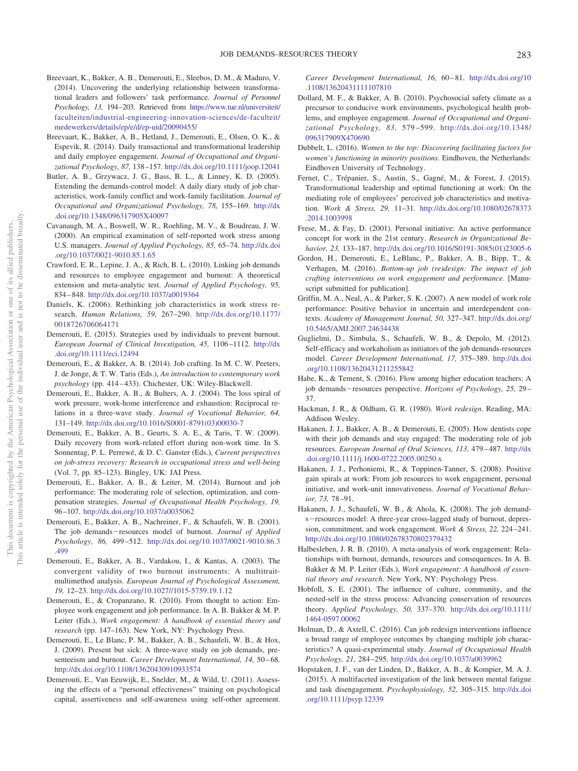Breevaart, K., Bakker, A. B., Demerouti, E., Sleebos, D. M., & Maduro, V. (2014). Uncovering the underlying relationship between transformational leaders and followers' task performance. *Journal of Personnel Psychology, 13,* 194–203. Retrieved from https://www.tue.nl/universiteit/faculteiten/industrial-engineering-innovation-sciences/de-faculteit/medewerkers/details/ep/e/d/ep-uid/20090455/

Breevaart, K., Bakker, A. B., Hetland, J., Demerouti, E., Olsen, O. K., & Espevik, R. (2014). Daily transactional and transformational leadership and daily employee engagement. *Journal of Occupational and Organizational Psychology, 87,* 138–157. http://dx.doi.org/10.1111/joop.12041

Butler, A. B., Grzywacz, J. G., Bass, B. L., & Linney, K. D. (2005). Extending the demands-control model: A daily diary study of job characteristics, work-family conflict and work-family facilitation. *Journal of Occupational and Organizational Psychology, 78,* 155–169. http://dx.doi.org/10.1348/096317905X40097

Cavanaugh, M. A., Boswell, W. R., Roehling, M. V., & Boudreau, J. W. (2000). An empirical examination of self-reported work stress among U.S. managers. *Journal of Applied Psychology, 85,* 65–74. http://dx.doi.org/10.1037/0021-9010.85.1.65

Crawford, E. R., Lepine, J. A., & Rich, B. L. (2010). Linking job demands and resources to employee engagement and burnout: A theoretical extension and meta-analytic test. *Journal of Applied Psychology, 95,* 834–848. http://dx.doi.org/10.1037/a0019364

Daniels, K. (2006). Rethinking job characteristics in work stress research. *Human Relations, 59,* 267–290. http://dx.doi.org/10.1177/0018726706064171

Demerouti, E. (2015). Strategies used by individuals to prevent burnout. *European Journal of Clinical Investigation, 45,* 1106–1112. http://dx.doi.org/10.1111/eci.12494

Demerouti, E., & Bakker, A. B. (2014). Job crafting. In M. C. W. Peeters, J. de Jonge, & T. W. Taris (Eds.), *An introduction to contemporary work psychology* (pp. 414–433). Chichester, UK: Wiley-Blackwell.

Demerouti, E., Bakker, A. B., & Bulters, A. J. (2004). The loss spiral of work pressure, work-home interference and exhaustion: Reciprocal relations in a three-wave study. *Journal of Vocational Behavior, 64,* 131–149. http://dx.doi.org/10.1016/S0001-8791(03)00030-7

Demerouti, E., Bakker, A. B., Geurts, S. A. E., & Taris, T. W. (2009). Daily recovery from work-related effort during non-work time. In S. Sonnentag, P. L. Perrewé, & D. C. Ganster (Eds.), *Current perspectives on job-stress recovery: Research in occupational stress and well-being* (Vol. 7, pp. 85–123). Bingley, UK: JAI Press.

Demerouti, E., Bakker, A. B., & Leiter, M. (2014). Burnout and job performance: The moderating role of selection, optimization, and compensation strategies. *Journal of Occupational Health Psychology, 19,* 96–107. http://dx.doi.org/10.1037/a0035062

Demerouti, E., Bakker, A. B., Nachreiner, F., & Schaufeli, W. B. (2001). The job demands−resources model of burnout. *Journal of Applied Psychology, 86,* 499–512. http://dx.doi.org/10.1037/0021-9010.86.3.499

Demerouti, E., Bakker, A. B., Vardakou, I., & Kantas, A. (2003). The convergent validity of two burnout instruments: A multitrait-multimethod analysis. *European Journal of Psychological Assessment, 19,* 12–23. http://dx.doi.org/10.1027//1015-5759.19.1.12

Demerouti, E., & Cropanzano, R. (2010). From thought to action: Employee work engagement and job performance. In A. B. Bakker & M. P. Leiter (Eds.), *Work engagement: A handbook of essential theory and research* (pp. 147–163). New York, NY: Psychology Press.

Demerouti, E., Le Blanc, P. M., Bakker, A. B., Schaufeli, W. B., & Hox, J. (2009). Present but sick: A three-wave study on job demands, presenteeism and burnout. *Career Development International, 14,* 50–68. http://dx.doi.org/10.1108/13620430910933574

Demerouti, E., Van Eeuwijk, E., Snelder, M., & Wild, U. (2011). Assessing the effects of a "personal effectiveness" training on psychological capital, assertiveness and self-awareness using self-other agreement. *Career Development International, 16,* 60–81. http://dx.doi.org/10.1108/13620431111107810

Dollard, M. F., & Bakker, A. B. (2010). Psychosocial safety climate as a precursor to conducive work environments, psychological health problems, and employee engagement. *Journal of Occupational and Organizational Psychology, 83,* 579–599. http://dx.doi.org/10.1348/096317909X470690

Dubbelt, L. (2016). *Women to the top: Discovering facilitating factors for women's functioning in minority positions*. Eindhoven, the Netherlands: Eindhoven University of Technology.

Fernet, C., Trépanier, S., Austin, S., Gagné, M., & Forest, J. (2015). Transformational leadership and optimal functioning at work: On the mediating role of employees' perceived job characteristics and motivation. *Work & Stress, 29,* 11–31. http://dx.doi.org/10.1080/02678373.2014.1003998

Frese, M., & Fay, D. (2001). Personal initiative: An active performance concept for work in the 21st century. *Research in Organizational Behavior, 23,* 133–187. http://dx.doi.org/10.1016/S0191-3085(01)23005-6

Gordon, H., Demerouti, E., LeBlanc, P., Bakker, A. B., Bipp, T., & Verhagen, M. (2016). *Bottom-up job (re)design: The impact of job crafting interventions on work engagement and performance*. [Manuscript submitted for publication].

Griffin, M. A., Neal, A., & Parker, S. K. (2007). A new model of work role performance: Positive behavior in uncertain and interdependent contexts. *Academy of Management Journal, 50,* 327–347. http://dx.doi.org/10.5465/AMJ.2007.24634438

Guglielmi, D., Simbula, S., Schaufeli, W. B., & Depolo, M. (2012). Self-efficacy and workaholism as initiators of the job demands-resources model. *Career Development International, 17,* 375–389. http://dx.doi.org/10.1108/13620431211255842

Habe, K., & Tement, S. (2016). Flow among higher education teachers: A job demands−resources perspective. *Horizons of Psychology, 25,* 29–37.

Hackman, J. R., & Oldham, G. R. (1980). *Work redesign*. Reading, MA: Addison Wesley.

Hakanen, J. J., Bakker, A. B., & Demerouti, E. (2005). How dentists cope with their job demands and stay engaged: The moderating role of job resources. *European Journal of Oral Sciences, 113,* 479–487. http://dx.doi.org/10.1111/j.1600-0722.2005.00250.x

Hakanen, J. J., Perhoniemi, R., & Toppinen-Tanner, S. (2008). Positive gain spirals at work: From job resources to work engagement, personal initiative, and work-unit innovativeness. *Journal of Vocational Behavior, 73,* 78–91.

Hakanen, J. J., Schaufeli, W. B., & Ahola, K. (2008). The job demands−resources model: A three-year cross-lagged study of burnout, depression, commitment, and work engagement. *Work & Stress, 22,* 224–241. http://dx.doi.org/10.1080/02678370802379432

Halbesleben, J. R. B. (2010). A meta-analysis of work engagement: Relationships with burnout, demands, resources and consequences. In A. B. Bakker & M. P. Leiter (Eds.), *Work engagement: A handbook of essential theory and research*. New York, NY: Psychology Press.

Hobfoll, S. E. (2001). The influence of culture, community, and the nested-self in the stress process: Advancing conservation of resources theory. *Applied Psychology, 50,* 337–370. http://dx.doi.org/10.1111/1464-0597.00062

Holman, D., & Axtell, C. (2016). Can job redesign interventions influence a broad range of employee outcomes by changing multiple job characteristics? A quasi-experimental study. *Journal of Occupational Health Psychology, 21,* 284–295. http://dx.doi.org/10.1037/a0039962

Hopstaken, J. F., van der Linden, D., Bakker, A. B., & Kompier, M. A. J. (2015). A multifaceted investigation of the link between mental fatigue and task disengagement. *Psychophysiology, 52,* 305–315. http://dx.doi.org/10.1111/psyp.12339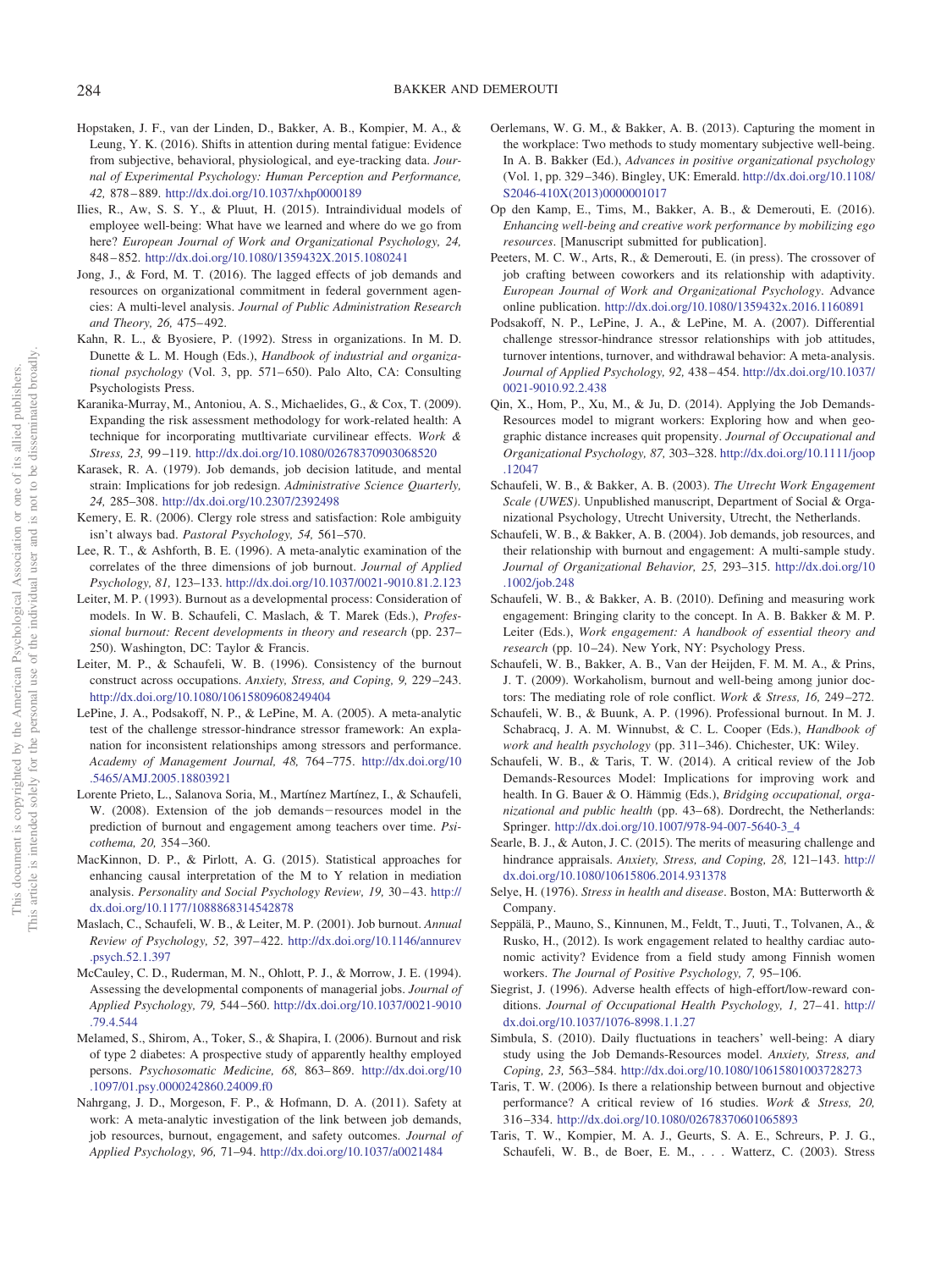Hopstaken, J. F., van der Linden, D., Bakker, A. B., Kompier, M. A., & Leung, Y. K. (2016). Shifts in attention during mental fatigue: Evidence from subjective, behavioral, physiological, and eye-tracking data. *Journal of Experimental Psychology: Human Perception and Performance, 42,* 878–889. http://dx.doi.org/10.1037/xhp0000189

Ilies, R., Aw, S. S. Y., & Pluut, H. (2015). Intraindividual models of employee well-being: What have we learned and where do we go from here? *European Journal of Work and Organizational Psychology, 24,* 848–852. http://dx.doi.org/10.1080/1359432X.2015.1080241

Jong, J., & Ford, M. T. (2016). The lagged effects of job demands and resources on organizational commitment in federal government agencies: A multi-level analysis. *Journal of Public Administration Research and Theory, 26,* 475–492.

Kahn, R. L., & Byosiere, P. (1992). Stress in organizations. In M. D. Dunette & L. M. Hough (Eds.), *Handbook of industrial and organizational psychology* (Vol. 3, pp. 571–650). Palo Alto, CA: Consulting Psychologists Press.

Karanika-Murray, M., Antoniou, A. S., Michaelides, G., & Cox, T. (2009). Expanding the risk assessment methodology for work-related health: A technique for incorporating mutltivariate curvilinear effects. *Work & Stress, 23,* 99–119. http://dx.doi.org/10.1080/02678370903068520

Karasek, R. A. (1979). Job demands, job decision latitude, and mental strain: Implications for job redesign. *Administrative Science Quarterly, 24,* 285–308. http://dx.doi.org/10.2307/2392498

Kemery, E. R. (2006). Clergy role stress and satisfaction: Role ambiguity isn't always bad. *Pastoral Psychology, 54,* 561–570.

Lee, R. T., & Ashforth, B. E. (1996). A meta-analytic examination of the correlates of the three dimensions of job burnout. *Journal of Applied Psychology, 81,* 123–133. http://dx.doi.org/10.1037/0021-9010.81.2.123

Leiter, M. P. (1993). Burnout as a developmental process: Consideration of models. In W. B. Schaufeli, C. Maslach, & T. Marek (Eds.), *Professional burnout: Recent developments in theory and research* (pp. 237–250). Washington, DC: Taylor & Francis.

Leiter, M. P., & Schaufeli, W. B. (1996). Consistency of the burnout construct across occupations. *Anxiety, Stress, and Coping, 9,* 229–243. http://dx.doi.org/10.1080/10615809608249404

LePine, J. A., Podsakoff, N. P., & LePine, M. A. (2005). A meta-analytic test of the challenge stressor-hindrance stressor framework: An explanation for inconsistent relationships among stressors and performance. *Academy of Management Journal, 48,* 764–775. http://dx.doi.org/10.5465/AMJ.2005.18803921

Lorente Prieto, L., Salanova Soria, M., Martínez Martínez, I., & Schaufeli, W. (2008). Extension of the job demands−resources model in the prediction of burnout and engagement among teachers over time. *Psicothema, 20,* 354–360.

MacKinnon, D. P., & Pirlott, A. G. (2015). Statistical approaches for enhancing causal interpretation of the M to Y relation in mediation analysis. *Personality and Social Psychology Review, 19,* 30–43. http://dx.doi.org/10.1177/1088868314542878

Maslach, C., Schaufeli, W. B., & Leiter, M. P. (2001). Job burnout. *Annual Review of Psychology, 52,* 397–422. http://dx.doi.org/10.1146/annurev.psych.52.1.397

McCauley, C. D., Ruderman, M. N., Ohlott, P. J., & Morrow, J. E. (1994). Assessing the developmental components of managerial jobs. *Journal of Applied Psychology, 79,* 544–560. http://dx.doi.org/10.1037/0021-9010.79.4.544

Melamed, S., Shirom, A., Toker, S., & Shapira, I. (2006). Burnout and risk of type 2 diabetes: A prospective study of apparently healthy employed persons. *Psychosomatic Medicine, 68,* 863–869. http://dx.doi.org/10.1097/01.psy.0000242860.24009.f0

Nahrgang, J. D., Morgeson, F. P., & Hofmann, D. A. (2011). Safety at work: A meta-analytic investigation of the link between job demands, job resources, burnout, engagement, and safety outcomes. *Journal of Applied Psychology, 96,* 71–94. http://dx.doi.org/10.1037/a0021484

Oerlemans, W. G. M., & Bakker, A. B. (2013). Capturing the moment in the workplace: Two methods to study momentary subjective well-being. In A. B. Bakker (Ed.), *Advances in positive organizational psychology* (Vol. 1, pp. 329–346). Bingley, UK: Emerald. http://dx.doi.org/10.1108/S2046-410X(2013)0000001017

Op den Kamp, E., Tims, M., Bakker, A. B., & Demerouti, E. (2016). *Enhancing well-being and creative work performance by mobilizing ego resources*. [Manuscript submitted for publication].

Peeters, M. C. W., Arts, R., & Demerouti, E. (in press). The crossover of job crafting between coworkers and its relationship with adaptivity. *European Journal of Work and Organizational Psychology*. Advance online publication. http://dx.doi.org/10.1080/1359432x.2016.1160891

Podsakoff, N. P., LePine, J. A., & LePine, M. A. (2007). Differential challenge stressor-hindrance stressor relationships with job attitudes, turnover intentions, turnover, and withdrawal behavior: A meta-analysis. *Journal of Applied Psychology, 92,* 438–454. http://dx.doi.org/10.1037/0021-9010.92.2.438

Qin, X., Hom, P., Xu, M., & Ju, D. (2014). Applying the Job Demands-Resources model to migrant workers: Exploring how and when geographic distance increases quit propensity. *Journal of Occupational and Organizational Psychology, 87,* 303–328. http://dx.doi.org/10.1111/joop.12047

Schaufeli, W. B., & Bakker, A. B. (2003). *The Utrecht Work Engagement Scale (UWES)*. Unpublished manuscript, Department of Social & Organizational Psychology, Utrecht University, Utrecht, the Netherlands.

Schaufeli, W. B., & Bakker, A. B. (2004). Job demands, job resources, and their relationship with burnout and engagement: A multi-sample study. *Journal of Organizational Behavior, 25,* 293–315. http://dx.doi.org/10.1002/job.248

Schaufeli, W. B., & Bakker, A. B. (2010). Defining and measuring work engagement: Bringing clarity to the concept. In A. B. Bakker & M. P. Leiter (Eds.), *Work engagement: A handbook of essential theory and research* (pp. 10–24). New York, NY: Psychology Press.

Schaufeli, W. B., Bakker, A. B., Van der Heijden, F. M. M. A., & Prins, J. T. (2009). Workaholism, burnout and well-being among junior doctors: The mediating role of role conflict. *Work & Stress, 16,* 249–272.

Schaufeli, W. B., & Buunk, A. P. (1996). Professional burnout. In M. J. Schabracq, J. A. M. Winnubst, & C. L. Cooper (Eds.), *Handbook of work and health psychology* (pp. 311–346). Chichester, UK: Wiley.

Schaufeli, W. B., & Taris, T. W. (2014). A critical review of the Job Demands-Resources Model: Implications for improving work and health. In G. Bauer & O. Hämmig (Eds.), *Bridging occupational, organizational and public health* (pp. 43–68). Dordrecht, the Netherlands: Springer. http://dx.doi.org/10.1007/978-94-007-5640-3_4

Searle, B. J., & Auton, J. C. (2015). The merits of measuring challenge and hindrance appraisals. *Anxiety, Stress, and Coping, 28,* 121–143. http://dx.doi.org/10.1080/10615806.2014.931378

Selye, H. (1976). *Stress in health and disease*. Boston, MA: Butterworth & Company.

Seppälä, P., Mauno, S., Kinnunen, M., Feldt, T., Juuti, T., Tolvanen, A., & Rusko, H., (2012). Is work engagement related to healthy cardiac autonomic activity? Evidence from a field study among Finnish women workers. *The Journal of Positive Psychology, 7,* 95–106.

Siegrist, J. (1996). Adverse health effects of high-effort/low-reward conditions. *Journal of Occupational Health Psychology, 1,* 27–41. http://dx.doi.org/10.1037/1076-8998.1.1.27

Simbula, S. (2010). Daily fluctuations in teachers' well-being: A diary study using the Job Demands-Resources model. *Anxiety, Stress, and Coping, 23,* 563–584. http://dx.doi.org/10.1080/10615801003728273

Taris, T. W. (2006). Is there a relationship between burnout and objective performance? A critical review of 16 studies. *Work & Stress, 20,* 316–334. http://dx.doi.org/10.1080/02678370601065893

Taris, T. W., Kompier, M. A. J., Geurts, S. A. E., Schreurs, P. J. G., Schaufeli, W. B., de Boer, E. M., . . . Watterz, C. (2003). Stress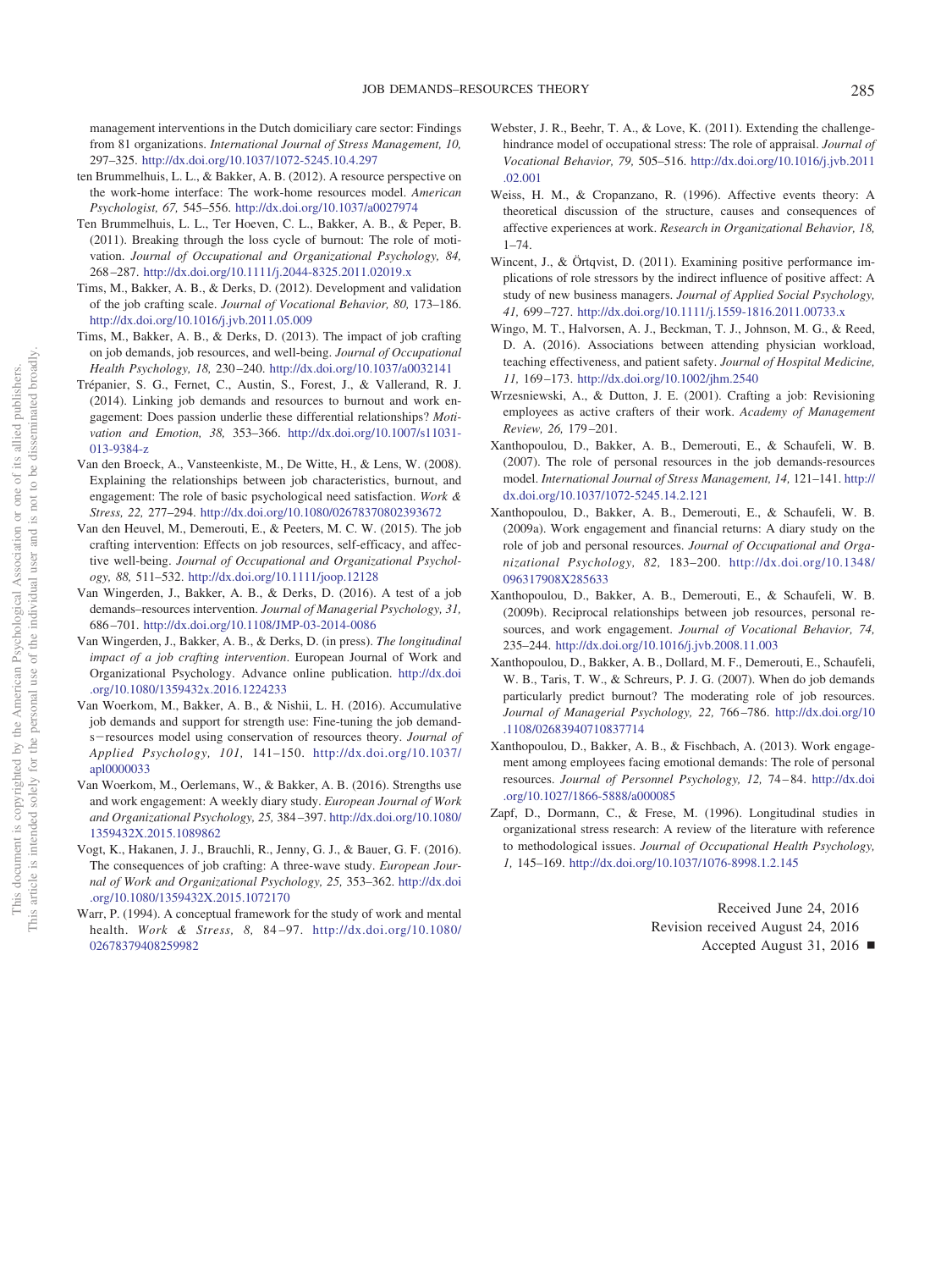management interventions in the Dutch domiciliary care sector: Findings from 81 organizations. *International Journal of Stress Management, 10,* 297–325. http://dx.doi.org/10.1037/1072-5245.10.4.297

ten Brummelhuis, L. L., & Bakker, A. B. (2012). A resource perspective on the work-home interface: The work-home resources model. *American Psychologist, 67,* 545–556. http://dx.doi.org/10.1037/a0027974

Ten Brummelhuis, L. L., Ter Hoeven, C. L., Bakker, A. B., & Peper, B. (2011). Breaking through the loss cycle of burnout: The role of motivation. *Journal of Occupational and Organizational Psychology, 84,* 268–287. http://dx.doi.org/10.1111/j.2044-8325.2011.02019.x

Tims, M., Bakker, A. B., & Derks, D. (2012). Development and validation of the job crafting scale. *Journal of Vocational Behavior, 80,* 173–186. http://dx.doi.org/10.1016/j.jvb.2011.05.009

Tims, M., Bakker, A. B., & Derks, D. (2013). The impact of job crafting on job demands, job resources, and well-being. *Journal of Occupational Health Psychology, 18,* 230–240. http://dx.doi.org/10.1037/a0032141

Trépanier, S. G., Fernet, C., Austin, S., Forest, J., & Vallerand, R. J. (2014). Linking job demands and resources to burnout and work engagement: Does passion underlie these differential relationships? *Motivation and Emotion, 38,* 353–366. http://dx.doi.org/10.1007/s11031-013-9384-z

Van den Broeck, A., Vansteenkiste, M., De Witte, H., & Lens, W. (2008). Explaining the relationships between job characteristics, burnout, and engagement: The role of basic psychological need satisfaction. *Work & Stress, 22,* 277–294. http://dx.doi.org/10.1080/02678370802393672

Van den Heuvel, M., Demerouti, E., & Peeters, M. C. W. (2015). The job crafting intervention: Effects on job resources, self-efficacy, and affective well-being. *Journal of Occupational and Organizational Psychology, 88,* 511–532. http://dx.doi.org/10.1111/joop.12128

Van Wingerden, J., Bakker, A. B., & Derks, D. (2016). A test of a job demands–resources intervention. *Journal of Managerial Psychology, 31,* 686–701. http://dx.doi.org/10.1108/JMP-03-2014-0086

Van Wingerden, J., Bakker, A. B., & Derks, D. (in press). *The longitudinal impact of a job crafting intervention*. European Journal of Work and Organizational Psychology. Advance online publication. http://dx.doi.org/10.1080/1359432x.2016.1224233

Van Woerkom, M., Bakker, A. B., & Nishii, L. H. (2016). Accumulative job demands and support for strength use: Fine-tuning the job demands−resources model using conservation of resources theory. *Journal of Applied Psychology, 101,* 141–150. http://dx.doi.org/10.1037/apl0000033

Van Woerkom, M., Oerlemans, W., & Bakker, A. B. (2016). Strengths use and work engagement: A weekly diary study. *European Journal of Work and Organizational Psychology, 25,* 384–397. http://dx.doi.org/10.1080/1359432X.2015.1089862

Vogt, K., Hakanen, J. J., Brauchli, R., Jenny, G. J., & Bauer, G. F. (2016). The consequences of job crafting: A three-wave study. *European Journal of Work and Organizational Psychology, 25,* 353–362. http://dx.doi.org/10.1080/1359432X.2015.1072170

Warr, P. (1994). A conceptual framework for the study of work and mental health. *Work & Stress, 8,* 84–97. http://dx.doi.org/10.1080/02678379408259982

Webster, J. R., Beehr, T. A., & Love, K. (2011). Extending the challenge-hindrance model of occupational stress: The role of appraisal. *Journal of Vocational Behavior, 79,* 505–516. http://dx.doi.org/10.1016/j.jvb.2011.02.001

Weiss, H. M., & Cropanzano, R. (1996). Affective events theory: A theoretical discussion of the structure, causes and consequences of affective experiences at work. *Research in Organizational Behavior, 18,* 1–74.

Wincent, J., & Örtqvist, D. (2011). Examining positive performance implications of role stressors by the indirect influence of positive affect: A study of new business managers. *Journal of Applied Social Psychology, 41,* 699–727. http://dx.doi.org/10.1111/j.1559-1816.2011.00733.x

Wingo, M. T., Halvorsen, A. J., Beckman, T. J., Johnson, M. G., & Reed, D. A. (2016). Associations between attending physician workload, teaching effectiveness, and patient safety. *Journal of Hospital Medicine, 11,* 169–173. http://dx.doi.org/10.1002/jhm.2540

Wrzesniewski, A., & Dutton, J. E. (2001). Crafting a job: Revisioning employees as active crafters of their work. *Academy of Management Review, 26,* 179–201.

Xanthopoulou, D., Bakker, A. B., Demerouti, E., & Schaufeli, W. B. (2007). The role of personal resources in the job demands-resources model. *International Journal of Stress Management, 14,* 121–141. http://dx.doi.org/10.1037/1072-5245.14.2.121

Xanthopoulou, D., Bakker, A. B., Demerouti, E., & Schaufeli, W. B. (2009a). Work engagement and financial returns: A diary study on the role of job and personal resources. *Journal of Occupational and Organizational Psychology, 82,* 183–200. http://dx.doi.org/10.1348/096317908X285633

Xanthopoulou, D., Bakker, A. B., Demerouti, E., & Schaufeli, W. B. (2009b). Reciprocal relationships between job resources, personal resources, and work engagement. *Journal of Vocational Behavior, 74,* 235–244. http://dx.doi.org/10.1016/j.jvb.2008.11.003

Xanthopoulou, D., Bakker, A. B., Dollard, M. F., Demerouti, E., Schaufeli, W. B., Taris, T. W., & Schreurs, P. J. G. (2007). When do job demands particularly predict burnout? The moderating role of job resources. *Journal of Managerial Psychology, 22,* 766–786. http://dx.doi.org/10.1108/02683940710837714

Xanthopoulou, D., Bakker, A. B., & Fischbach, A. (2013). Work engagement among employees facing emotional demands: The role of personal resources. *Journal of Personnel Psychology, 12,* 74–84. http://dx.doi.org/10.1027/1866-5888/a000085

Zapf, D., Dormann, C., & Frese, M. (1996). Longitudinal studies in organizational stress research: A review of the literature with reference to methodological issues. *Journal of Occupational Health Psychology, 1,* 145–169. http://dx.doi.org/10.1037/1076-8998.1.2.145

Received June 24, 2016
Revision received August 24, 2016
Accepted August 31, 2016 ■